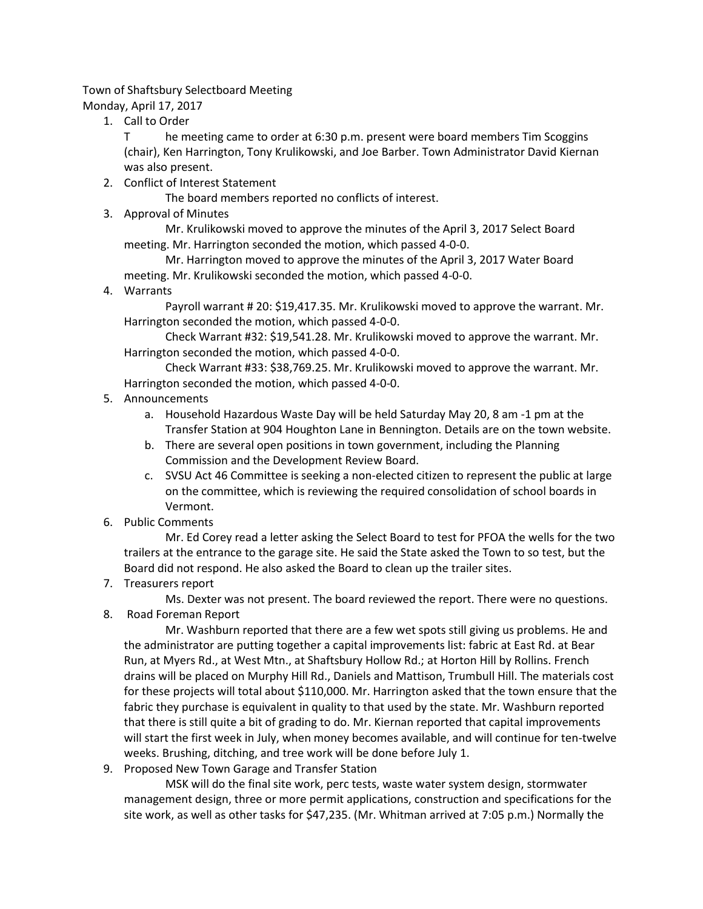Town of Shaftsbury Selectboard Meeting
Monday, April 17, 2017

1. Call to Order

   The meeting came to order at 6:30 p.m. present were board members Tim Scoggins (chair), Ken Harrington, Tony Krulikowski, and Joe Barber. Town Administrator David Kiernan was also present.

2. Conflict of Interest Statement

   The board members reported no conflicts of interest.

3. Approval of Minutes

   Mr. Krulikowski moved to approve the minutes of the April 3, 2017 Select Board meeting. Mr. Harrington seconded the motion, which passed 4-0-0.

   Mr. Harrington moved to approve the minutes of the April 3, 2017 Water Board meeting. Mr. Krulikowski seconded the motion, which passed 4-0-0.

4. Warrants

   Payroll warrant # 20: $19,417.35. Mr. Krulikowski moved to approve the warrant. Mr. Harrington seconded the motion, which passed 4-0-0.

   Check Warrant #32: $19,541.28. Mr. Krulikowski moved to approve the warrant. Mr. Harrington seconded the motion, which passed 4-0-0.

   Check Warrant #33: $38,769.25. Mr. Krulikowski moved to approve the warrant. Mr. Harrington seconded the motion, which passed 4-0-0.

5. Announcements
   a. Household Hazardous Waste Day will be held Saturday May 20, 8 am -1 pm at the Transfer Station at 904 Houghton Lane in Bennington. Details are on the town website.
   b. There are several open positions in town government, including the Planning Commission and the Development Review Board.
   c. SVSU Act 46 Committee is seeking a non-elected citizen to represent the public at large on the committee, which is reviewing the required consolidation of school boards in Vermont.

6. Public Comments

   Mr. Ed Corey read a letter asking the Select Board to test for PFOA the wells for the two trailers at the entrance to the garage site. He said the State asked the Town to so test, but the Board did not respond. He also asked the Board to clean up the trailer sites.

7. Treasurers report

   Ms. Dexter was not present. The board reviewed the report. There were no questions.

8. Road Foreman Report

   Mr. Washburn reported that there are a few wet spots still giving us problems. He and the administrator are putting together a capital improvements list: fabric at East Rd. at Bear Run, at Myers Rd., at West Mtn., at Shaftsbury Hollow Rd.; at Horton Hill by Rollins. French drains will be placed on Murphy Hill Rd., Daniels and Mattison, Trumbull Hill. The materials cost for these projects will total about $110,000. Mr. Harrington asked that the town ensure that the fabric they purchase is equivalent in quality to that used by the state. Mr. Washburn reported that there is still quite a bit of grading to do. Mr. Kiernan reported that capital improvements will start the first week in July, when money becomes available, and will continue for ten-twelve weeks. Brushing, ditching, and tree work will be done before July 1.

9. Proposed New Town Garage and Transfer Station

   MSK will do the final site work, perc tests, waste water system design, stormwater management design, three or more permit applications, construction and specifications for the site work, as well as other tasks for $47,235. (Mr. Whitman arrived at 7:05 p.m.) Normally the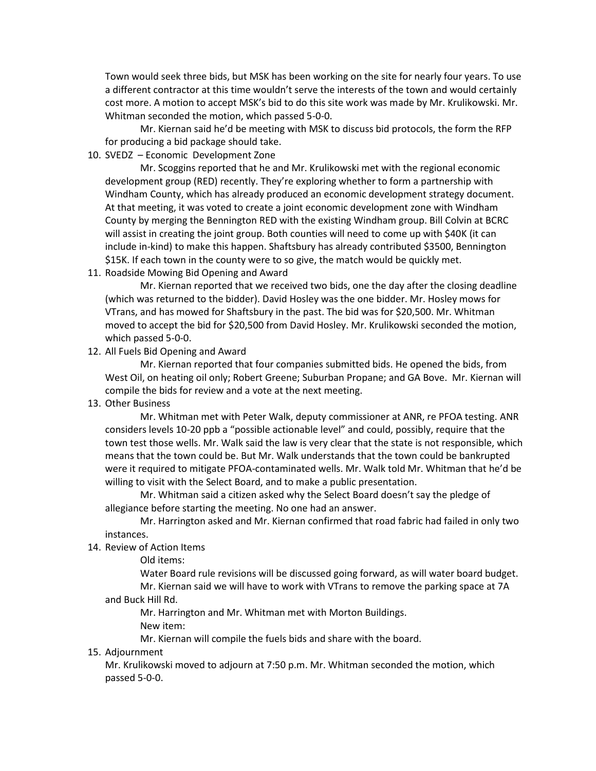Town would seek three bids, but MSK has been working on the site for nearly four years. To use a different contractor at this time wouldn't serve the interests of the town and would certainly cost more. A motion to accept MSK's bid to do this site work was made by Mr. Krulikowski. Mr. Whitman seconded the motion, which passed 5-0-0.

Mr. Kiernan said he'd be meeting with MSK to discuss bid protocols, the form the RFP for producing a bid package should take.

10. SVEDZ – Economic Development Zone

    Mr. Scoggins reported that he and Mr. Krulikowski met with the regional economic development group (RED) recently. They're exploring whether to form a partnership with Windham County, which has already produced an economic development strategy document. At that meeting, it was voted to create a joint economic development zone with Windham County by merging the Bennington RED with the existing Windham group. Bill Colvin at BCRC will assist in creating the joint group. Both counties will need to come up with $40K (it can include in-kind) to make this happen. Shaftsbury has already contributed $3500, Bennington $15K. If each town in the county were to so give, the match would be quickly met.

11. Roadside Mowing Bid Opening and Award

    Mr. Kiernan reported that we received two bids, one the day after the closing deadline (which was returned to the bidder). David Hosley was the one bidder. Mr. Hosley mows for VTrans, and has mowed for Shaftsbury in the past. The bid was for $20,500. Mr. Whitman moved to accept the bid for $20,500 from David Hosley. Mr. Krulikowski seconded the motion, which passed 5-0-0.

12. All Fuels Bid Opening and Award

    Mr. Kiernan reported that four companies submitted bids. He opened the bids, from West Oil, on heating oil only; Robert Greene; Suburban Propane; and GA Bove. Mr. Kiernan will compile the bids for review and a vote at the next meeting.

13. Other Business

    Mr. Whitman met with Peter Walk, deputy commissioner at ANR, re PFOA testing. ANR considers levels 10-20 ppb a "possible actionable level" and could, possibly, require that the town test those wells. Mr. Walk said the law is very clear that the state is not responsible, which means that the town could be. But Mr. Walk understands that the town could be bankrupted were it required to mitigate PFOA-contaminated wells. Mr. Walk told Mr. Whitman that he'd be willing to visit with the Select Board, and to make a public presentation.

    Mr. Whitman said a citizen asked why the Select Board doesn't say the pledge of allegiance before starting the meeting. No one had an answer.

    Mr. Harrington asked and Mr. Kiernan confirmed that road fabric had failed in only two instances.

14. Review of Action Items

    Old items:

    Water Board rule revisions will be discussed going forward, as will water board budget.

    Mr. Kiernan said we will have to work with VTrans to remove the parking space at 7A and Buck Hill Rd.

    Mr. Harrington and Mr. Whitman met with Morton Buildings.

    New item:

    Mr. Kiernan will compile the fuels bids and share with the board.

15. Adjournment

    Mr. Krulikowski moved to adjourn at 7:50 p.m. Mr. Whitman seconded the motion, which passed 5-0-0.